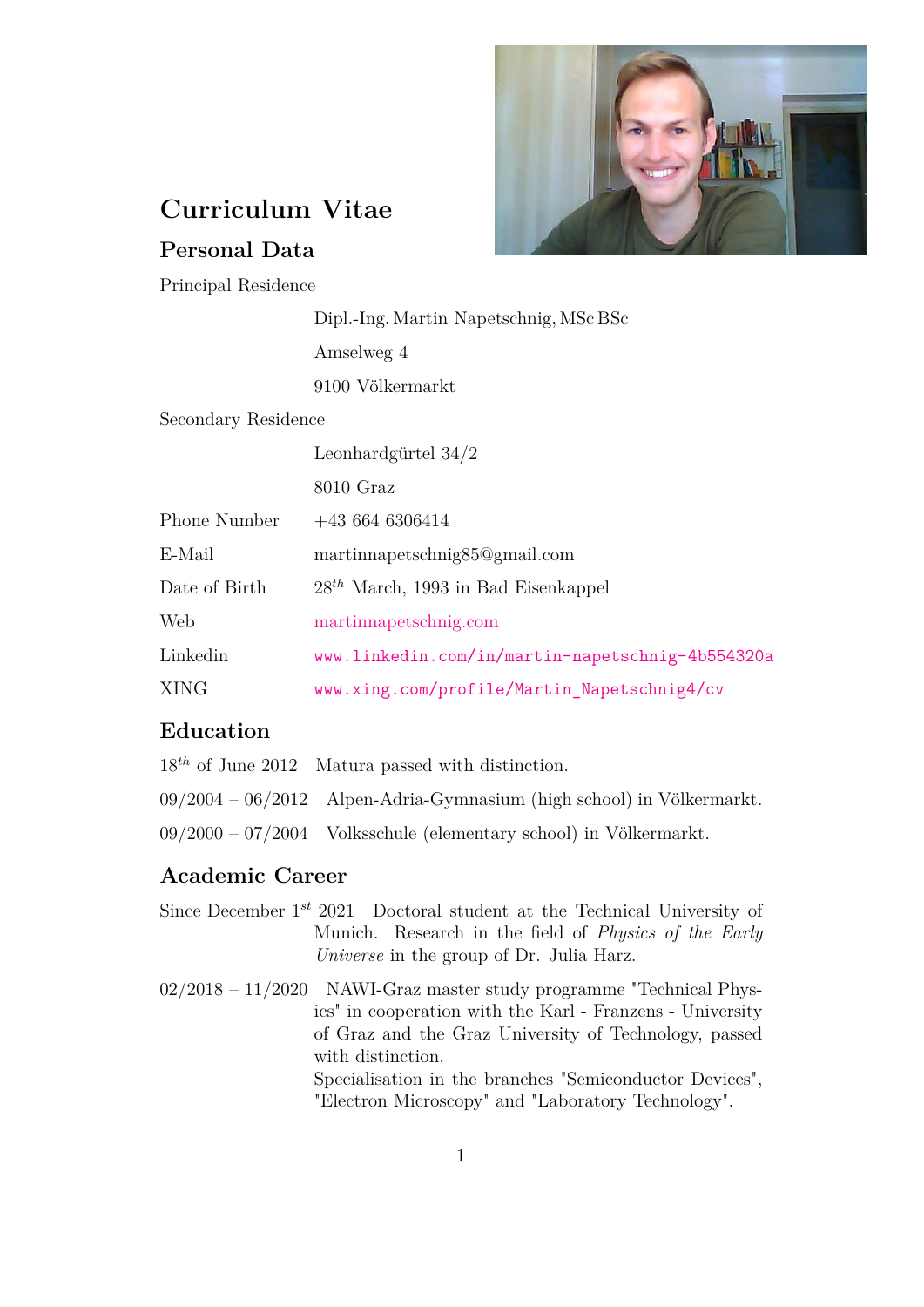# Curriculum Vitae

## Personal Data

| | |
|---|---|
| Principal Residence | |
| | Dipl.-Ing. Martin Napetschnig, MSc BSc |
| | Amselweg 4 |
| | 9100 Völkermarkt |
| Secondary Residence | |
| | Leonhardgürtel 34/2 |
| | 8010 Graz |
| Phone Number | +43 664 6306414 |
| E-Mail | martinnapetschnig85@gmail.com |
| Date of Birth | 28th March, 1993 in Bad Eisenkappel |
| Web | martinnapetschnig.com |
| Linkedin | www.linkedin.com/in/martin-napetschnig-4b554320a |
| XING | www.xing.com/profile/Martin_Napetschnig4/cv |

## Education

18th of June 2012 Matura passed with distinction.

09/2004 – 06/2012 Alpen-Adria-Gymnasium (high school) in Völkermarkt.

09/2000 – 07/2004 Volksschule (elementary school) in Völkermarkt.

## Academic Career

Since December 1st 2021 Doctoral student at the Technical University of Munich. Research in the field of *Physics of the Early Universe* in the group of Dr. Julia Harz.

02/2018 – 11/2020 NAWI-Graz master study programme "Technical Physics" in cooperation with the Karl - Franzens - University of Graz and the Graz University of Technology, passed with distinction.
Specialisation in the branches "Semiconductor Devices", "Electron Microscopy" and "Laboratory Technology".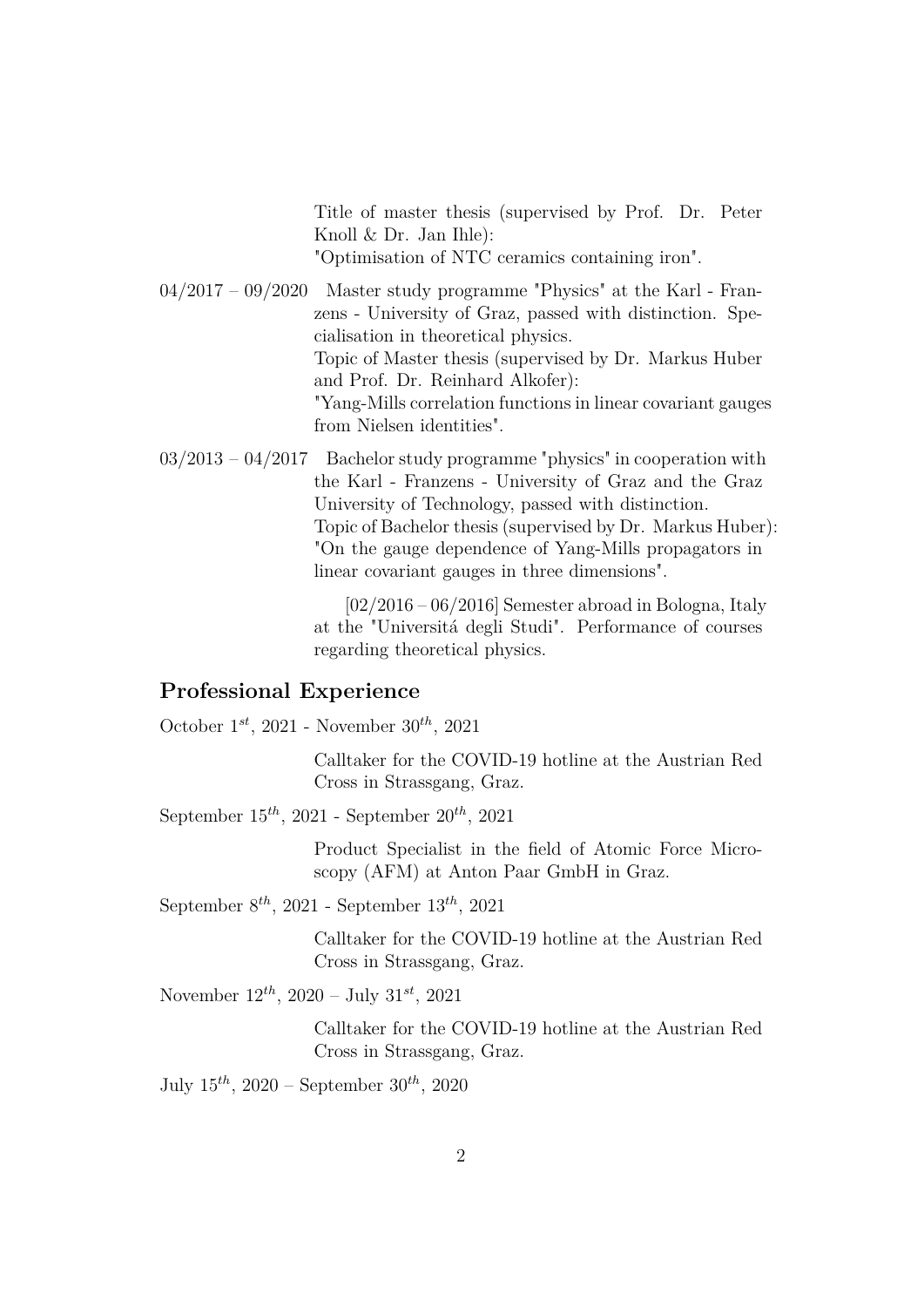Title of master thesis (supervised by Prof. Dr. Peter Knoll & Dr. Jan Ihle):
"Optimisation of NTC ceramics containing iron".

04/2017 – 09/2020 Master study programme "Physics" at the Karl - Franzens - University of Graz, passed with distinction. Specialisation in theoretical physics.
Topic of Master thesis (supervised by Dr. Markus Huber and Prof. Dr. Reinhard Alkofer):
"Yang-Mills correlation functions in linear covariant gauges from Nielsen identities".

03/2013 – 04/2017 Bachelor study programme "physics" in cooperation with the Karl - Franzens - University of Graz and the Graz University of Technology, passed with distinction.
Topic of Bachelor thesis (supervised by Dr. Markus Huber):
"On the gauge dependence of Yang-Mills propagators in linear covariant gauges in three dimensions".

[02/2016 – 06/2016] Semester abroad in Bologna, Italy at the "Universitá degli Studi". Performance of courses regarding theoretical physics.

## Professional Experience

October $1^{st}$, 2021 - November $30^{th}$, 2021

Calltaker for the COVID-19 hotline at the Austrian Red Cross in Strassgang, Graz.

September $15^{th}$, 2021 - September $20^{th}$, 2021

Product Specialist in the field of Atomic Force Microscopy (AFM) at Anton Paar GmbH in Graz.

September $8^{th}$, 2021 - September $13^{th}$, 2021

Calltaker for the COVID-19 hotline at the Austrian Red Cross in Strassgang, Graz.

November $12^{th}$, 2020 – July $31^{st}$, 2021

Calltaker for the COVID-19 hotline at the Austrian Red Cross in Strassgang, Graz.

July $15^{th}$, 2020 – September $30^{th}$, 2020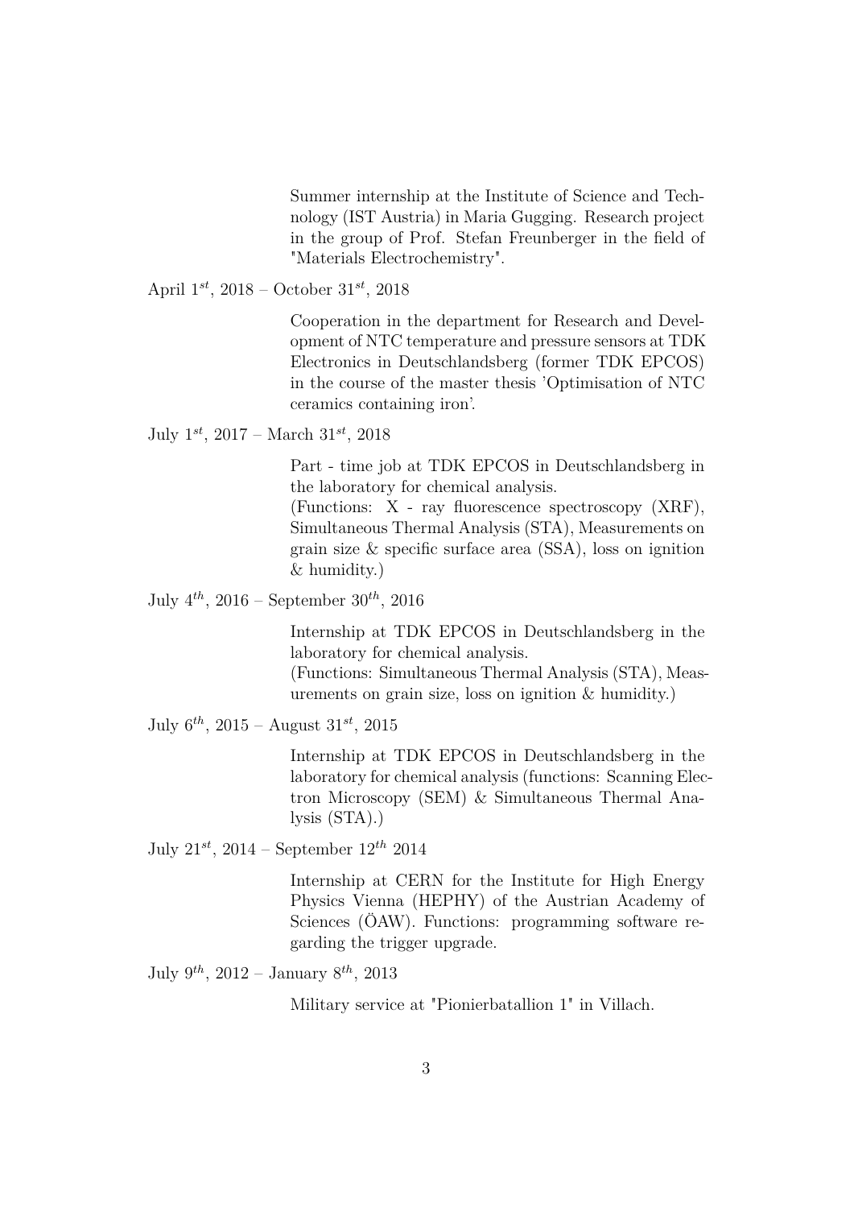Summer internship at the Institute of Science and Technology (IST Austria) in Maria Gugging. Research project in the group of Prof. Stefan Freunberger in the field of "Materials Electrochemistry".

April $1^{st}$, 2018 – October $31^{st}$, 2018

Cooperation in the department for Research and Development of NTC temperature and pressure sensors at TDK Electronics in Deutschlandsberg (former TDK EPCOS) in the course of the master thesis 'Optimisation of NTC ceramics containing iron'.

July $1^{st}$, 2017 – March $31^{st}$, 2018

Part - time job at TDK EPCOS in Deutschlandsberg in the laboratory for chemical analysis.
(Functions: X - ray fluorescence spectroscopy (XRF), Simultaneous Thermal Analysis (STA), Measurements on grain size & specific surface area (SSA), loss on ignition & humidity.)

July $4^{th}$, 2016 – September $30^{th}$, 2016

Internship at TDK EPCOS in Deutschlandsberg in the laboratory for chemical analysis.
(Functions: Simultaneous Thermal Analysis (STA), Measurements on grain size, loss on ignition & humidity.)

July $6^{th}$, 2015 – August $31^{st}$, 2015

Internship at TDK EPCOS in Deutschlandsberg in the laboratory for chemical analysis (functions: Scanning Electron Microscopy (SEM) & Simultaneous Thermal Analysis (STA).)

July $21^{st}$, 2014 – September $12^{th}$ 2014

Internship at CERN for the Institute for High Energy Physics Vienna (HEPHY) of the Austrian Academy of Sciences (ÖAW). Functions: programming software regarding the trigger upgrade.

July $9^{th}$, 2012 – January $8^{th}$, 2013

Military service at "Pionierbataillion 1" in Villach.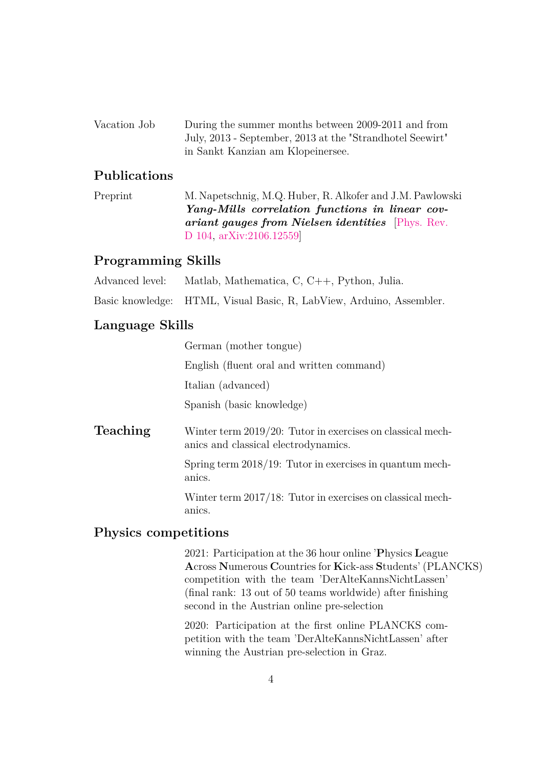Vacation Job — During the summer months between 2009-2011 and from July, 2013 - September, 2013 at the "Strandhotel Seewirt" in Sankt Kanzian am Klopeinersee.

## Publications

Preprint — M. Napetschnig, M.Q. Huber, R. Alkofer and J.M. Pawlowski ***Yang-Mills correlation functions in linear covariant gauges from Nielsen identities*** [Phys. Rev. D 104, arXiv:2106.12559]

## Programming Skills

Advanced level: Matlab, Mathematica, C, C++, Python, Julia.

Basic knowledge: HTML, Visual Basic, R, LabView, Arduino, Assembler.

## Language Skills

German (mother tongue)

English (fluent oral and written command)

Italian (advanced)

Spanish (basic knowledge)

## Teaching

Winter term 2019/20: Tutor in exercises on classical mechanics and classical electrodynamics.

Spring term 2018/19: Tutor in exercises in quantum mechanics.

Winter term 2017/18: Tutor in exercises on classical mechanics.

## Physics competitions

2021: Participation at the 36 hour online '**P**hysics **L**eague **A**cross **N**umerous **C**ountries for **K**ick-ass **S**tudents' (PLANCKS) competition with the team 'DerAlteKannsNichtLassen' (final rank: 13 out of 50 teams worldwide) after finishing second in the Austrian online pre-selection

2020: Participation at the first online PLANCKS competition with the team 'DerAlteKannsNichtLassen' after winning the Austrian pre-selection in Graz.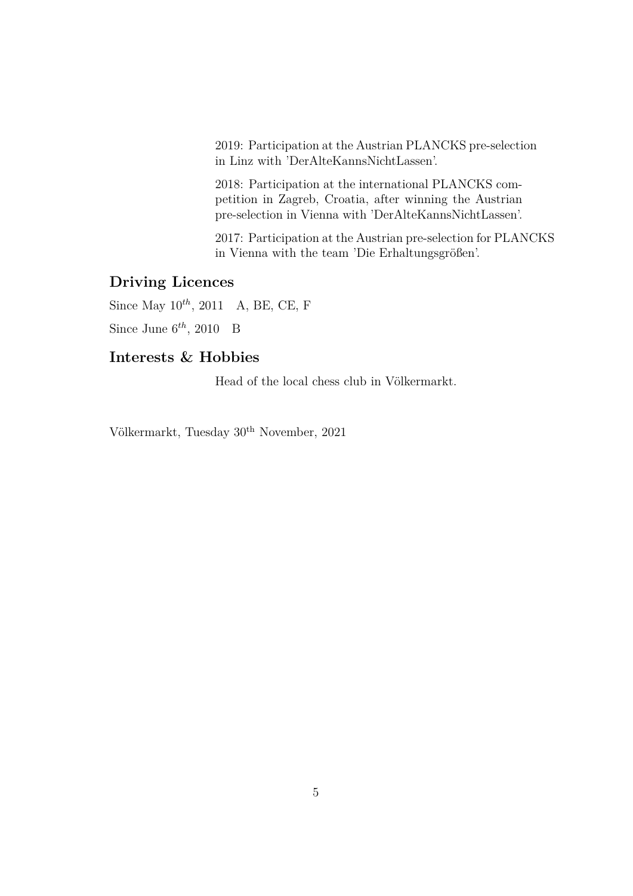2019: Participation at the Austrian PLANCKS pre-selection in Linz with 'DerAlteKannsNichtLassen'.

2018: Participation at the international PLANCKS competition in Zagreb, Croatia, after winning the Austrian pre-selection in Vienna with 'DerAlteKannsNichtLassen'.

2017: Participation at the Austrian pre-selection for PLANCKS in Vienna with the team 'Die Erhaltungsgrößen'.

## Driving Licences

Since May $10^{th}$, 2011 A, BE, CE, F

Since June $6^{th}$, 2010 B

## Interests & Hobbies

Head of the local chess club in Völkermarkt.

Völkermarkt, Tuesday $30^{th}$ November, 2021